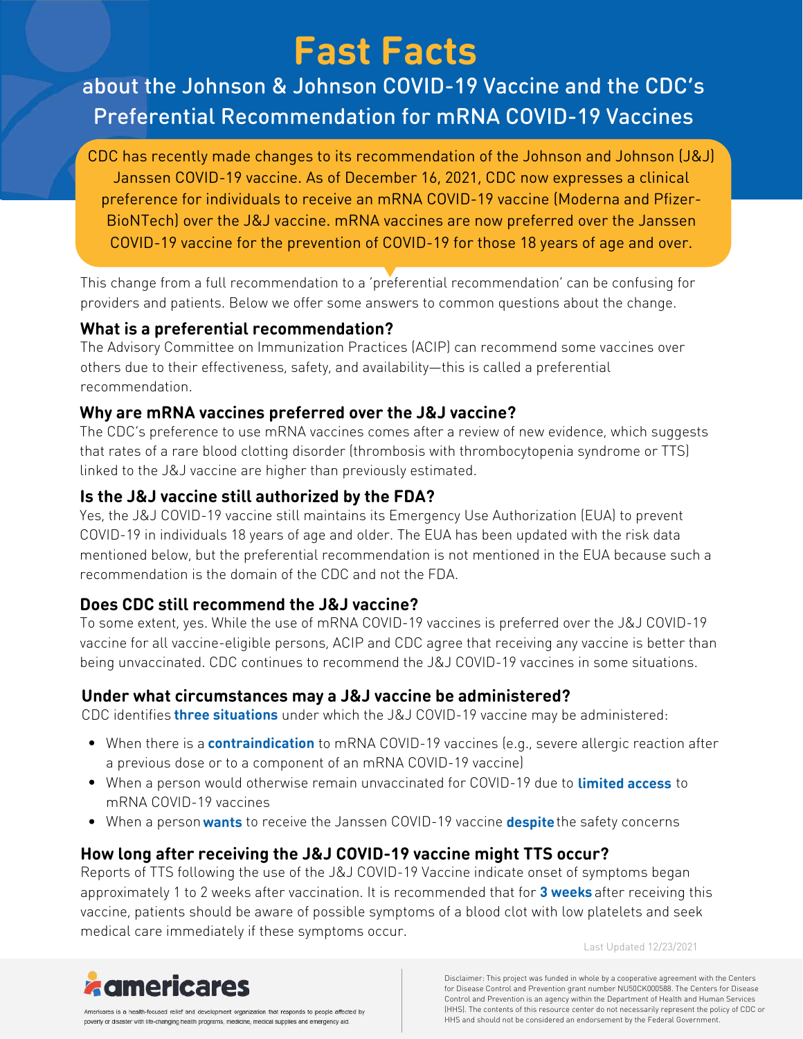# Fast Facts

## about the Johnson & Johnson COVID-19 Vaccine and the CDC's Preferential Recommendation for mRNA COVID-19 Vaccines

CDC has recently made changes to its recommendation of the Johnson and Johnson (J&J) Janssen COVID-19 vaccine. As of December 16, 2021, CDC now expresses a clinical preference for individuals to receive an mRNA COVID-19 vaccine (Moderna and Pfizer-BioNTech) over the J&J vaccine. mRNA vaccines are now preferred over the Janssen COVID-19 vaccine for the prevention of COVID-19 for those 18 years of age and over.

This change from a full recommendation to a 'preferential recommendation' can be confusing for providers and patients. Below we offer some answers to common questions about the change.

### What is a preferential recommendation?

The Advisory Committee on Immunization Practices (ACIP) can recommend some vaccines over others due to their effectiveness, safety, and availability—this is called a preferential recommendation.

### Why are mRNA vaccines preferred over the J&J vaccine?

The CDC's preference to use mRNA vaccines comes after a review of new evidence, which suggests that rates of a rare blood clotting disorder (thrombosis with thrombocytopenia syndrome or TTS) linked to the J&J vaccine are higher than previously estimated.

### Is the J&J vaccine still authorized by the FDA?

Yes, the J&J COVID-19 vaccine still maintains its Emergency Use Authorization (EUA) to prevent COVID-19 in individuals 18 years of age and older. The EUA has been updated with the risk data mentioned below, but the preferential recommendation is not mentioned in the EUA because such a recommendation is the domain of the CDC and not the FDA.

### Does CDC still recommend the J&J vaccine?

To some extent, yes. While the use of mRNA COVID-19 vaccines is preferred over the J&J COVID-19 vaccine for all vaccine-eligible persons, ACIP and CDC agree that receiving any vaccine is better than being unvaccinated. CDC continues to recommend the J&J COVID-19 vaccines in some situations.

### Under what circumstances may a J&J vaccine be administered?

CDC identifies **three situations** under which the J&J COVID-19 vaccine may be administered:

- When there is a **contraindication** to mRNA COVID-19 vaccines (e.g., severe allergic reaction after a previous dose or to a component of an mRNA COVID-19 vaccine)
- When a person would otherwise remain unvaccinated for COVID-19 due to **limited access** to mRNA COVID-19 vaccines
- When a person **wants** to receive the Janssen COVID-19 vaccine **despite** the safety concerns

### How long after receiving the J&J COVID-19 vaccine might TTS occur?

Reports of TTS following the use of the J&J COVID-19 Vaccine indicate onset of symptoms began approximately 1 to 2 weeks after vaccination. It is recommended that for **3 weeks** after receiving this vaccine, patients should be aware of possible symptoms of a blood clot with low platelets and seek medical care immediately if these symptoms occur.

Last Updated 12/23/2021

americares

Americares is a health-focused relief and development organization that responds to people affected by poverty or disaster with life-changing health programs, medicine, medical supplies and emergency aid.

Disclaimer: This project was funded in whole by a cooperative agreement with the Centers for Disease Control and Prevention grant number NU50CK000588. The Centers for Disease Control and Prevention is an agency within the Department of Health and Human Services (HHS). The contents of this resource center do not necessarily represent the policy of CDC or HHS and should not be considered an endorsement by the Federal Government.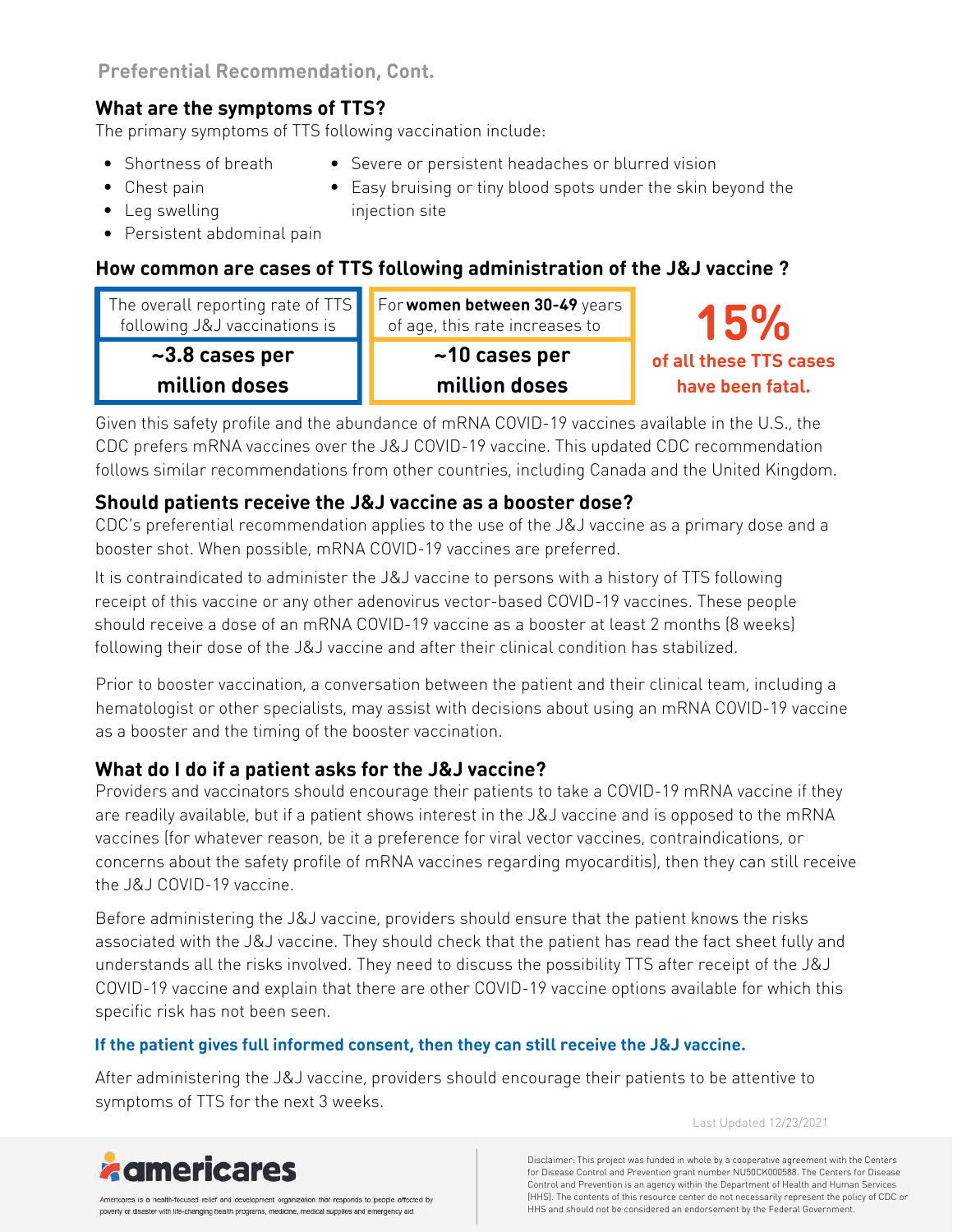## Preferential Recommendation, Cont.

### What are the symptoms of TTS?

The primary symptoms of TTS following vaccination include:

- Shortness of breath
- Chest pain
- Leg swelling
- Persistent abdominal pain
- Severe or persistent headaches or blurred vision
- Easy bruising or tiny blood spots under the skin beyond the injection site

### How common are cases of TTS following administration of the J&J vaccine ?

| | | |
|---|---|---|
| The overall reporting rate of TTS following J&J vaccinations is | For **women between 30-49** years of age, this rate increases to | **15%** |
| **~3.8 cases per million doses** | **~10 cases per million doses** | **of all these TTS cases have been fatal.** |

Given this safety profile and the abundance of mRNA COVID-19 vaccines available in the U.S., the CDC prefers mRNA vaccines over the J&J COVID-19 vaccine. This updated CDC recommendation follows similar recommendations from other countries, including Canada and the United Kingdom.

### Should patients receive the J&J vaccine as a booster dose?

CDC's preferential recommendation applies to the use of the J&J vaccine as a primary dose and a booster shot. When possible, mRNA COVID-19 vaccines are preferred.

It is contraindicated to administer the J&J vaccine to persons with a history of TTS following receipt of this vaccine or any other adenovirus vector-based COVID-19 vaccines. These people should receive a dose of an mRNA COVID-19 vaccine as a booster at least 2 months (8 weeks) following their dose of the J&J vaccine and after their clinical condition has stabilized.

Prior to booster vaccination, a conversation between the patient and their clinical team, including a hematologist or other specialists, may assist with decisions about using an mRNA COVID-19 vaccine as a booster and the timing of the booster vaccination.

### What do I do if a patient asks for the J&J vaccine?

Providers and vaccinators should encourage their patients to take a COVID-19 mRNA vaccine if they are readily available, but if a patient shows interest in the J&J vaccine and is opposed to the mRNA vaccines (for whatever reason, be it a preference for viral vector vaccines, contraindications, or concerns about the safety profile of mRNA vaccines regarding myocarditis), then they can still receive the J&J COVID-19 vaccine.

Before administering the J&J vaccine, providers should ensure that the patient knows the risks associated with the J&J vaccine. They should check that the patient has read the fact sheet fully and understands all the risks involved. They need to discuss the possibility TTS after receipt of the J&J COVID-19 vaccine and explain that there are other COVID-19 vaccine options available for which this specific risk has not been seen.

**If the patient gives full informed consent, then they can still receive the J&J vaccine.**

After administering the J&J vaccine, providers should encourage their patients to be attentive to symptoms of TTS for the next 3 weeks.

Last Updated 12/23/2021

americares

Americares is a health-focused relief and development organization that responds to people affected by poverty or disaster with life-changing health programs, medicine, medical supplies and emergency aid.

Disclaimer: This project was funded in whole by a cooperative agreement with the Centers for Disease Control and Prevention grant number NU50CK000588. The Centers for Disease Control and Prevention is an agency within the Department of Health and Human Services (HHS). The contents of this resource center do not necessarily represent the policy of CDC or HHS and should not be considered an endorsement by the Federal Government.